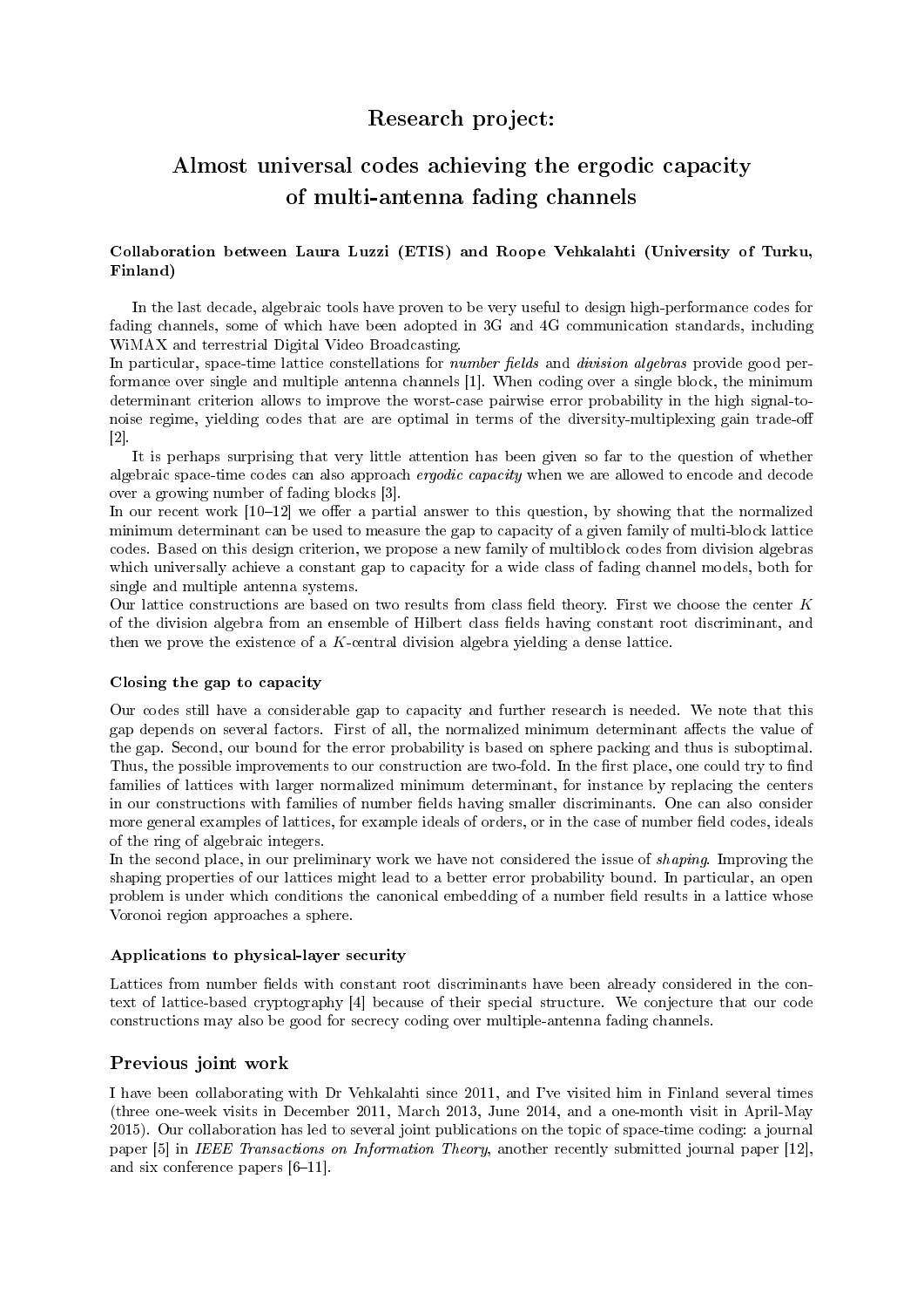# Research project:

## Almost universal codes achieving the ergodic capacity of multi-antenna fading channels

**Collaboration between Laura Luzzi (ETIS) and Roope Vehkalahti (University of Turku, Finland)**

In the last decade, algebraic tools have proven to be very useful to design high-performance codes for fading channels, some of which have been adopted in 3G and 4G communication standards, including WiMAX and terrestrial Digital Video Broadcasting.
In particular, space-time lattice constellations for *number fields* and *division algebras* provide good performance over single and multiple antenna channels [1]. When coding over a single block, the minimum determinant criterion allows to improve the worst-case pairwise error probability in the high signal-to-noise regime, yielding codes that are are optimal in terms of the diversity-multiplexing gain trade-off [2].

It is perhaps surprising that very little attention has been given so far to the question of whether algebraic space-time codes can also approach *ergodic capacity* when we are allowed to encode and decode over a growing number of fading blocks [3].
In our recent work [10–12] we offer a partial answer to this question, by showing that the normalized minimum determinant can be used to measure the gap to capacity of a given family of multi-block lattice codes. Based on this design criterion, we propose a new family of multiblock codes from division algebras which universally achieve a constant gap to capacity for a wide class of fading channel models, both for single and multiple antenna systems.
Our lattice constructions are based on two results from class field theory. First we choose the center $K$ of the division algebra from an ensemble of Hilbert class fields having constant root discriminant, and then we prove the existence of a $K$-central division algebra yielding a dense lattice.

#### Closing the gap to capacity

Our codes still have a considerable gap to capacity and further research is needed. We note that this gap depends on several factors. First of all, the normalized minimum determinant affects the value of the gap. Second, our bound for the error probability is based on sphere packing and thus is suboptimal. Thus, the possible improvements to our construction are two-fold. In the first place, one could try to find families of lattices with larger normalized minimum determinant, for instance by replacing the centers in our constructions with families of number fields having smaller discriminants. One can also consider more general examples of lattices, for example ideals of orders, or in the case of number field codes, ideals of the ring of algebraic integers.
In the second place, in our preliminary work we have not considered the issue of *shaping*. Improving the shaping properties of our lattices might lead to a better error probability bound. In particular, an open problem is under which conditions the canonical embedding of a number field results in a lattice whose Voronoi region approaches a sphere.

#### Applications to physical-layer security

Lattices from number fields with constant root discriminants have been already considered in the context of lattice-based cryptography [4] because of their special structure. We conjecture that our code constructions may also be good for secrecy coding over multiple-antenna fading channels.

## Previous joint work

I have been collaborating with Dr Vehkalahti since 2011, and I've visited him in Finland several times (three one-week visits in December 2011, March 2013, June 2014, and a one-month visit in April-May 2015). Our collaboration has led to several joint publications on the topic of space-time coding: a journal paper [5] in *IEEE Transactions on Information Theory*, another recently submitted journal paper [12], and six conference papers [6–11].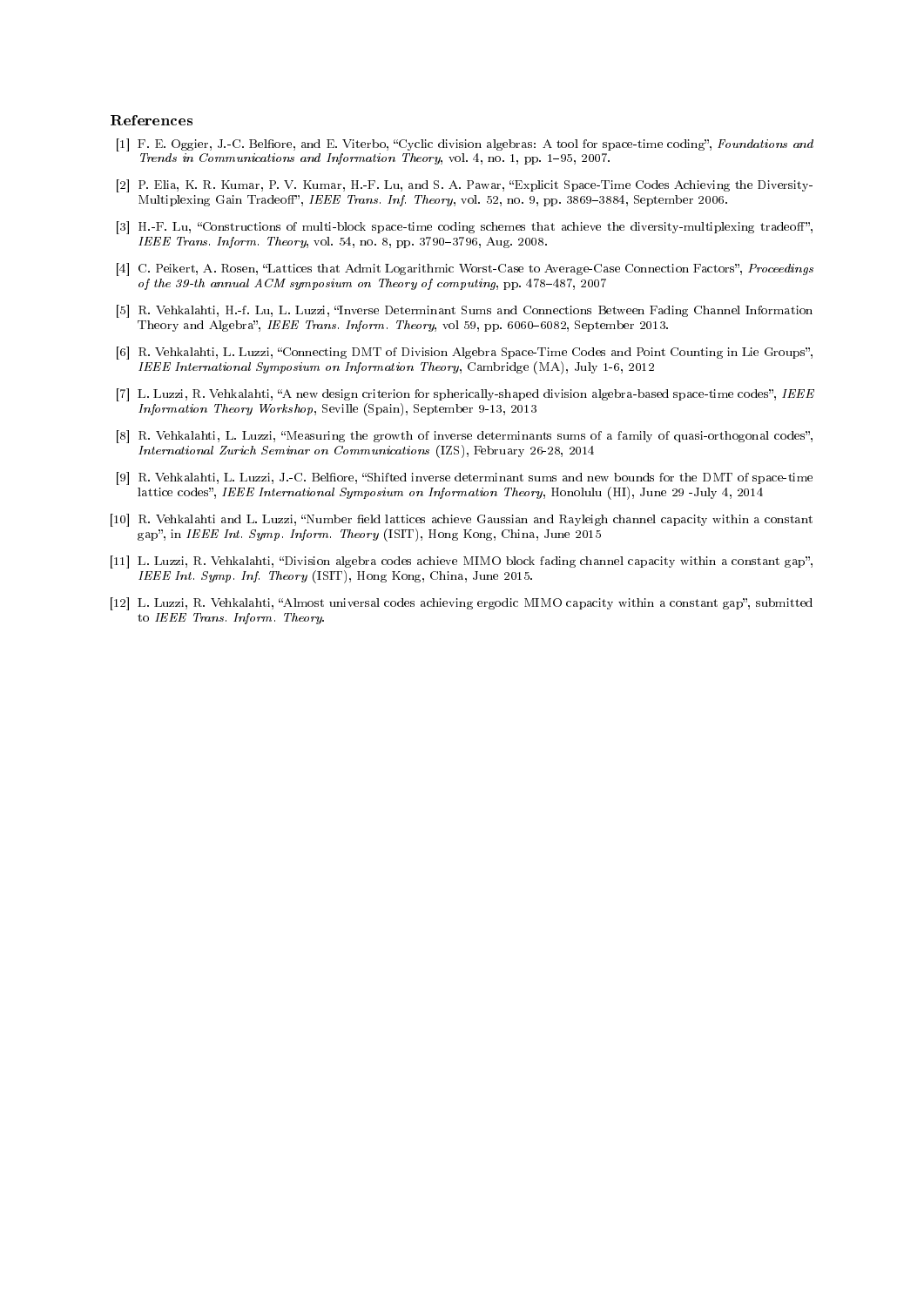## References

[1] F. E. Oggier, J.-C. Belfiore, and E. Viterbo, "Cyclic division algebras: A tool for space-time coding", *Foundations and Trends in Communications and Information Theory*, vol. 4, no. 1, pp. 1–95, 2007.

[2] P. Elia, K. R. Kumar, P. V. Kumar, H.-F. Lu, and S. A. Pawar, "Explicit Space-Time Codes Achieving the Diversity-Multiplexing Gain Tradeoff", *IEEE Trans. Inf. Theory*, vol. 52, no. 9, pp. 3869–3884, September 2006.

[3] H.-F. Lu, "Constructions of multi-block space-time coding schemes that achieve the diversity-multiplexing tradeoff", *IEEE Trans. Inform. Theory*, vol. 54, no. 8, pp. 3790–3796, Aug. 2008.

[4] C. Peikert, A. Rosen, "Lattices that Admit Logarithmic Worst-Case to Average-Case Connection Factors", *Proceedings of the 39-th annual ACM symposium on Theory of computing*, pp. 478–487, 2007

[5] R. Vehkalahti, H.-f. Lu, L. Luzzi, "Inverse Determinant Sums and Connections Between Fading Channel Information Theory and Algebra", *IEEE Trans. Inform. Theory*, vol 59, pp. 6060–6082, September 2013.

[6] R. Vehkalahti, L. Luzzi, "Connecting DMT of Division Algebra Space-Time Codes and Point Counting in Lie Groups", *IEEE International Symposium on Information Theory*, Cambridge (MA), July 1-6, 2012

[7] L. Luzzi, R. Vehkalahti, "A new design criterion for spherically-shaped division algebra-based space-time codes", *IEEE Information Theory Workshop*, Seville (Spain), September 9-13, 2013

[8] R. Vehkalahti, L. Luzzi, "Measuring the growth of inverse determinants sums of a family of quasi-orthogonal codes", *International Zurich Seminar on Communications* (IZS), February 26-28, 2014

[9] R. Vehkalahti, L. Luzzi, J.-C. Belfiore, "Shifted inverse determinant sums and new bounds for the DMT of space-time lattice codes", *IEEE International Symposium on Information Theory*, Honolulu (HI), June 29 -July 4, 2014

[10] R. Vehkalahti and L. Luzzi, "Number field lattices achieve Gaussian and Rayleigh channel capacity within a constant gap", in *IEEE Int. Symp. Inform. Theory* (ISIT), Hong Kong, China, June 2015

[11] L. Luzzi, R. Vehkalahti, "Division algebra codes achieve MIMO block fading channel capacity within a constant gap", *IEEE Int. Symp. Inf. Theory* (ISIT), Hong Kong, China, June 2015.

[12] L. Luzzi, R. Vehkalahti, "Almost universal codes achieving ergodic MIMO capacity within a constant gap", submitted to *IEEE Trans. Inform. Theory*.